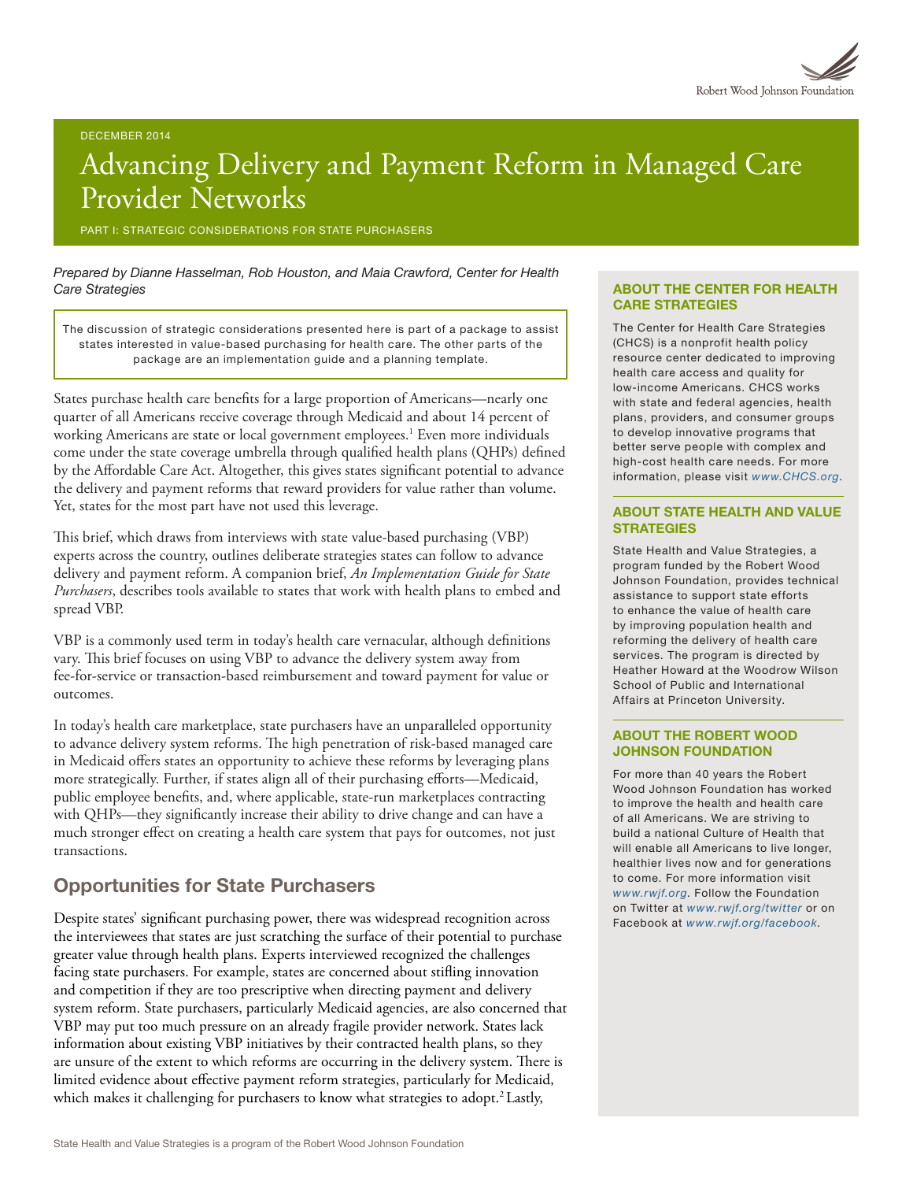DECEMBER 2014

# Advancing Delivery and Payment Reform in Managed Care Provider Networks

PART I: STRATEGIC CONSIDERATIONS FOR STATE PURCHASERS

*Prepared by Dianne Hasselman, Rob Houston, and Maia Crawford, Center for Health Care Strategies*

The discussion of strategic considerations presented here is part of a package to assist states interested in value-based purchasing for health care. The other parts of the package are an implementation guide and a planning template.

States purchase health care benefits for a large proportion of Americans—nearly one quarter of all Americans receive coverage through Medicaid and about 14 percent of working Americans are state or local government employees.[1] Even more individuals come under the state coverage umbrella through qualified health plans (QHPs) defined by the Affordable Care Act. Altogether, this gives states significant potential to advance the delivery and payment reforms that reward providers for value rather than volume. Yet, states for the most part have not used this leverage.

This brief, which draws from interviews with state value-based purchasing (VBP) experts across the country, outlines deliberate strategies states can follow to advance delivery and payment reform. A companion brief, *An Implementation Guide for State Purchasers*, describes tools available to states that work with health plans to embed and spread VBP.

VBP is a commonly used term in today's health care vernacular, although definitions vary. This brief focuses on using VBP to advance the delivery system away from fee-for-service or transaction-based reimbursement and toward payment for value or outcomes.

In today's health care marketplace, state purchasers have an unparalleled opportunity to advance delivery system reforms. The high penetration of risk-based managed care in Medicaid offers states an opportunity to achieve these reforms by leveraging plans more strategically. Further, if states align all of their purchasing efforts—Medicaid, public employee benefits, and, where applicable, state-run marketplaces contracting with QHPs—they significantly increase their ability to drive change and can have a much stronger effect on creating a health care system that pays for outcomes, not just transactions.

## Opportunities for State Purchasers

Despite states' significant purchasing power, there was widespread recognition across the interviewees that states are just scratching the surface of their potential to purchase greater value through health plans. Experts interviewed recognized the challenges facing state purchasers. For example, states are concerned about stifling innovation and competition if they are too prescriptive when directing payment and delivery system reform. State purchasers, particularly Medicaid agencies, are also concerned that VBP may put too much pressure on an already fragile provider network. States lack information about existing VBP initiatives by their contracted health plans, so they are unsure of the extent to which reforms are occurring in the delivery system. There is limited evidence about effective payment reform strategies, particularly for Medicaid, which makes it challenging for purchasers to know what strategies to adopt.[2] Lastly,

### ABOUT THE CENTER FOR HEALTH CARE STRATEGIES

The Center for Health Care Strategies (CHCS) is a nonprofit health policy resource center dedicated to improving health care access and quality for low-income Americans. CHCS works with state and federal agencies, health plans, providers, and consumer groups to develop innovative programs that better serve people with complex and high-cost health care needs. For more information, please visit *www.CHCS.org*.

### ABOUT STATE HEALTH AND VALUE STRATEGIES

State Health and Value Strategies, a program funded by the Robert Wood Johnson Foundation, provides technical assistance to support state efforts to enhance the value of health care by improving population health and reforming the delivery of health care services. The program is directed by Heather Howard at the Woodrow Wilson School of Public and International Affairs at Princeton University.

### ABOUT THE ROBERT WOOD JOHNSON FOUNDATION

For more than 40 years the Robert Wood Johnson Foundation has worked to improve the health and health care of all Americans. We are striving to build a national Culture of Health that will enable all Americans to live longer, healthier lives now and for generations to come. For more information visit *www.rwjf.org*. Follow the Foundation on Twitter at *www.rwjf.org/twitter* or on Facebook at *www.rwjf.org/facebook*.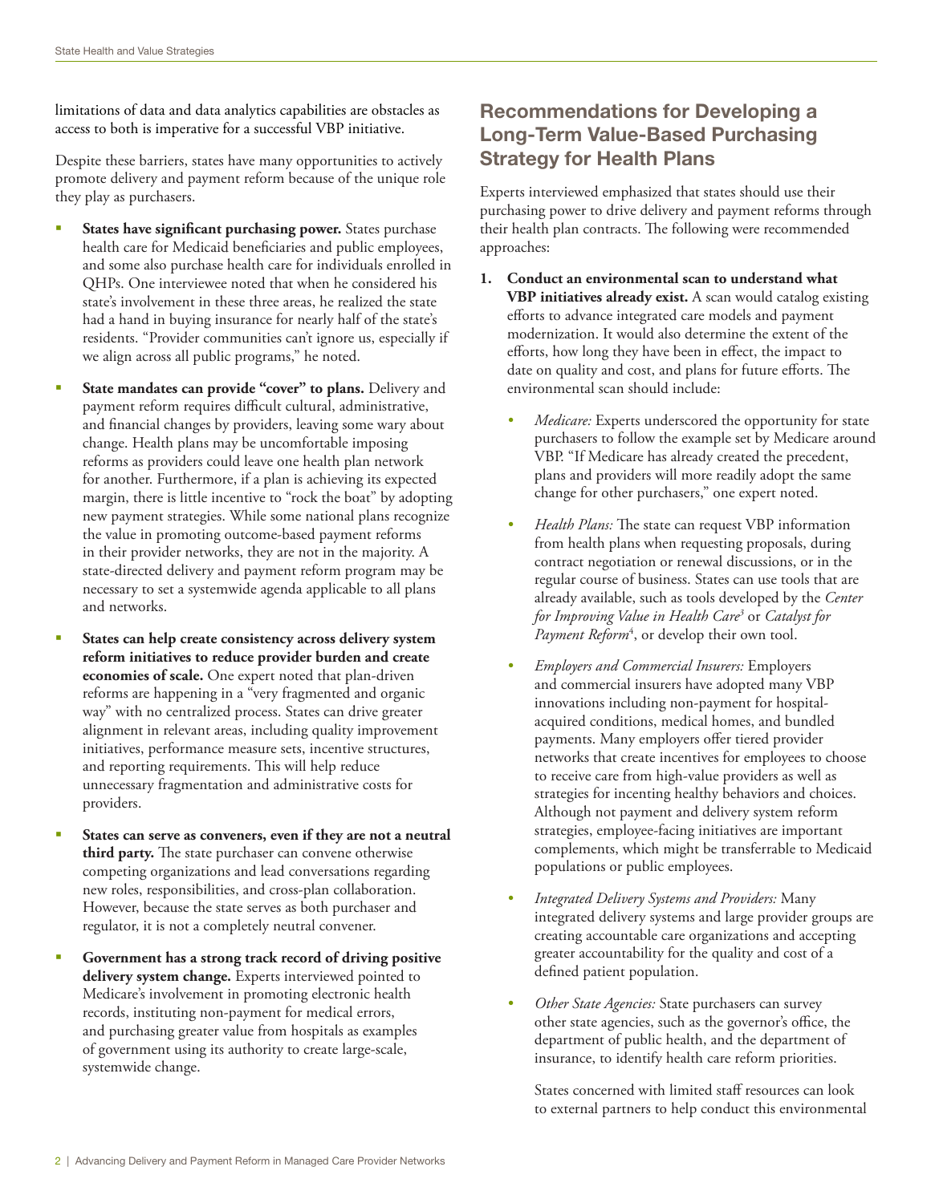limitations of data and data analytics capabilities are obstacles as access to both is imperative for a successful VBP initiative.

Despite these barriers, states have many opportunities to actively promote delivery and payment reform because of the unique role they play as purchasers.

- **States have significant purchasing power.** States purchase health care for Medicaid beneficiaries and public employees, and some also purchase health care for individuals enrolled in QHPs. One interviewee noted that when he considered his state's involvement in these three areas, he realized the state had a hand in buying insurance for nearly half of the state's residents. "Provider communities can't ignore us, especially if we align across all public programs," he noted.
- **State mandates can provide "cover" to plans.** Delivery and payment reform requires difficult cultural, administrative, and financial changes by providers, leaving some wary about change. Health plans may be uncomfortable imposing reforms as providers could leave one health plan network for another. Furthermore, if a plan is achieving its expected margin, there is little incentive to "rock the boat" by adopting new payment strategies. While some national plans recognize the value in promoting outcome-based payment reforms in their provider networks, they are not in the majority. A state-directed delivery and payment reform program may be necessary to set a systemwide agenda applicable to all plans and networks.
- **States can help create consistency across delivery system reform initiatives to reduce provider burden and create economies of scale.** One expert noted that plan-driven reforms are happening in a "very fragmented and organic way" with no centralized process. States can drive greater alignment in relevant areas, including quality improvement initiatives, performance measure sets, incentive structures, and reporting requirements. This will help reduce unnecessary fragmentation and administrative costs for providers.
- **States can serve as conveners, even if they are not a neutral third party.** The state purchaser can convene otherwise competing organizations and lead conversations regarding new roles, responsibilities, and cross-plan collaboration. However, because the state serves as both purchaser and regulator, it is not a completely neutral convener.
- **Government has a strong track record of driving positive delivery system change.** Experts interviewed pointed to Medicare's involvement in promoting electronic health records, instituting non-payment for medical errors, and purchasing greater value from hospitals as examples of government using its authority to create large-scale, systemwide change.

## Recommendations for Developing a Long-Term Value-Based Purchasing Strategy for Health Plans

Experts interviewed emphasized that states should use their purchasing power to drive delivery and payment reforms through their health plan contracts. The following were recommended approaches:

1. **Conduct an environmental scan to understand what VBP initiatives already exist.** A scan would catalog existing efforts to advance integrated care models and payment modernization. It would also determine the extent of the efforts, how long they have been in effect, the impact to date on quality and cost, and plans for future efforts. The environmental scan should include:
   - *Medicare:* Experts underscored the opportunity for state purchasers to follow the example set by Medicare around VBP. "If Medicare has already created the precedent, plans and providers will more readily adopt the same change for other purchasers," one expert noted.
   - *Health Plans:* The state can request VBP information from health plans when requesting proposals, during contract negotiation or renewal discussions, or in the regular course of business. States can use tools that are already available, such as tools developed by the *Center for Improving Value in Health Care*[3] or *Catalyst for Payment Reform*[4], or develop their own tool.
   - *Employers and Commercial Insurers:* Employers and commercial insurers have adopted many VBP innovations including non-payment for hospital-acquired conditions, medical homes, and bundled payments. Many employers offer tiered provider networks that create incentives for employees to choose to receive care from high-value providers as well as strategies for incenting healthy behaviors and choices. Although not payment and delivery system reform strategies, employee-facing initiatives are important complements, which might be transferrable to Medicaid populations or public employees.
   - *Integrated Delivery Systems and Providers:* Many integrated delivery systems and large provider groups are creating accountable care organizations and accepting greater accountability for the quality and cost of a defined patient population.
   - *Other State Agencies:* State purchasers can survey other state agencies, such as the governor's office, the department of public health, and the department of insurance, to identify health care reform priorities.

   States concerned with limited staff resources can look to external partners to help conduct this environmental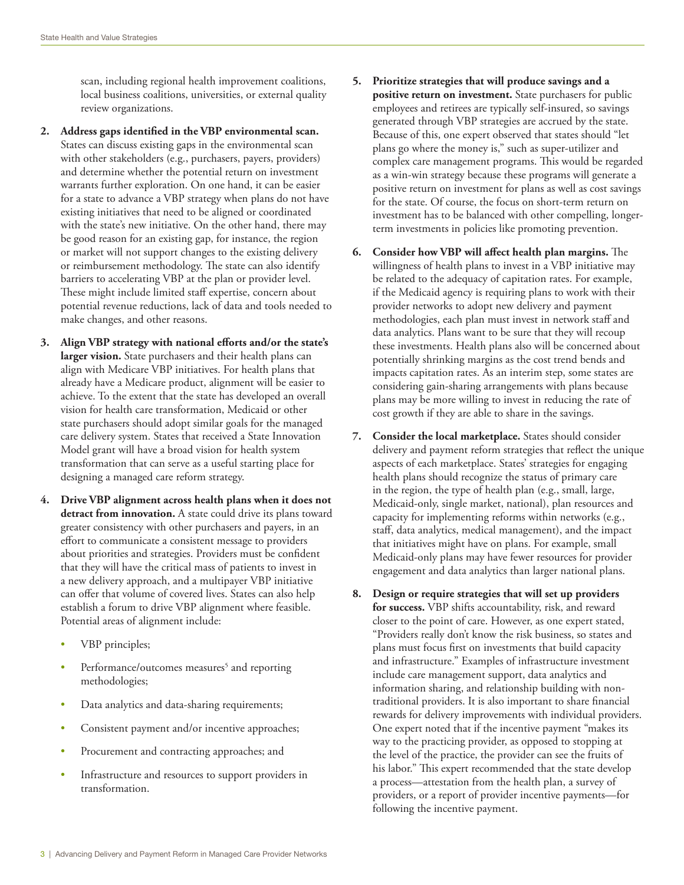scan, including regional health improvement coalitions, local business coalitions, universities, or external quality review organizations.

2. **Address gaps identified in the VBP environmental scan.** States can discuss existing gaps in the environmental scan with other stakeholders (e.g., purchasers, payers, providers) and determine whether the potential return on investment warrants further exploration. On one hand, it can be easier for a state to advance a VBP strategy when plans do not have existing initiatives that need to be aligned or coordinated with the state's new initiative. On the other hand, there may be good reason for an existing gap, for instance, the region or market will not support changes to the existing delivery or reimbursement methodology. The state can also identify barriers to accelerating VBP at the plan or provider level. These might include limited staff expertise, concern about potential revenue reductions, lack of data and tools needed to make changes, and other reasons.

3. **Align VBP strategy with national efforts and/or the state's larger vision.** State purchasers and their health plans can align with Medicare VBP initiatives. For health plans that already have a Medicare product, alignment will be easier to achieve. To the extent that the state has developed an overall vision for health care transformation, Medicaid or other state purchasers should adopt similar goals for the managed care delivery system. States that received a State Innovation Model grant will have a broad vision for health system transformation that can serve as a useful starting place for designing a managed care reform strategy.

4. **Drive VBP alignment across health plans when it does not detract from innovation.** A state could drive its plans toward greater consistency with other purchasers and payers, in an effort to communicate a consistent message to providers about priorities and strategies. Providers must be confident that they will have the critical mass of patients to invest in a new delivery approach, and a multipayer VBP initiative can offer that volume of covered lives. States can also help establish a forum to drive VBP alignment where feasible. Potential areas of alignment include:

   - VBP principles;
   - Performance/outcomes measures[5] and reporting methodologies;
   - Data analytics and data-sharing requirements;
   - Consistent payment and/or incentive approaches;
   - Procurement and contracting approaches; and
   - Infrastructure and resources to support providers in transformation.

5. **Prioritize strategies that will produce savings and a positive return on investment.** State purchasers for public employees and retirees are typically self-insured, so savings generated through VBP strategies are accrued by the state. Because of this, one expert observed that states should "let plans go where the money is," such as super-utilizer and complex care management programs. This would be regarded as a win-win strategy because these programs will generate a positive return on investment for plans as well as cost savings for the state. Of course, the focus on short-term return on investment has to be balanced with other compelling, longer-term investments in policies like promoting prevention.

6. **Consider how VBP will affect health plan margins.** The willingness of health plans to invest in a VBP initiative may be related to the adequacy of capitation rates. For example, if the Medicaid agency is requiring plans to work with their provider networks to adopt new delivery and payment methodologies, each plan must invest in network staff and data analytics. Plans want to be sure that they will recoup these investments. Health plans also will be concerned about potentially shrinking margins as the cost trend bends and impacts capitation rates. As an interim step, some states are considering gain-sharing arrangements with plans because plans may be more willing to invest in reducing the rate of cost growth if they are able to share in the savings.

7. **Consider the local marketplace.** States should consider delivery and payment reform strategies that reflect the unique aspects of each marketplace. States' strategies for engaging health plans should recognize the status of primary care in the region, the type of health plan (e.g., small, large, Medicaid-only, single market, national), plan resources and capacity for implementing reforms within networks (e.g., staff, data analytics, medical management), and the impact that initiatives might have on plans. For example, small Medicaid-only plans may have fewer resources for provider engagement and data analytics than larger national plans.

8. **Design or require strategies that will set up providers for success.** VBP shifts accountability, risk, and reward closer to the point of care. However, as one expert stated, "Providers really don't know the risk business, so states and plans must focus first on investments that build capacity and infrastructure." Examples of infrastructure investment include care management support, data analytics and information sharing, and relationship building with non-traditional providers. It is also important to share financial rewards for delivery improvements with individual providers. One expert noted that if the incentive payment "makes its way to the practicing provider, as opposed to stopping at the level of the practice, the provider can see the fruits of his labor." This expert recommended that the state develop a process—attestation from the health plan, a survey of providers, or a report of provider incentive payments—for following the incentive payment.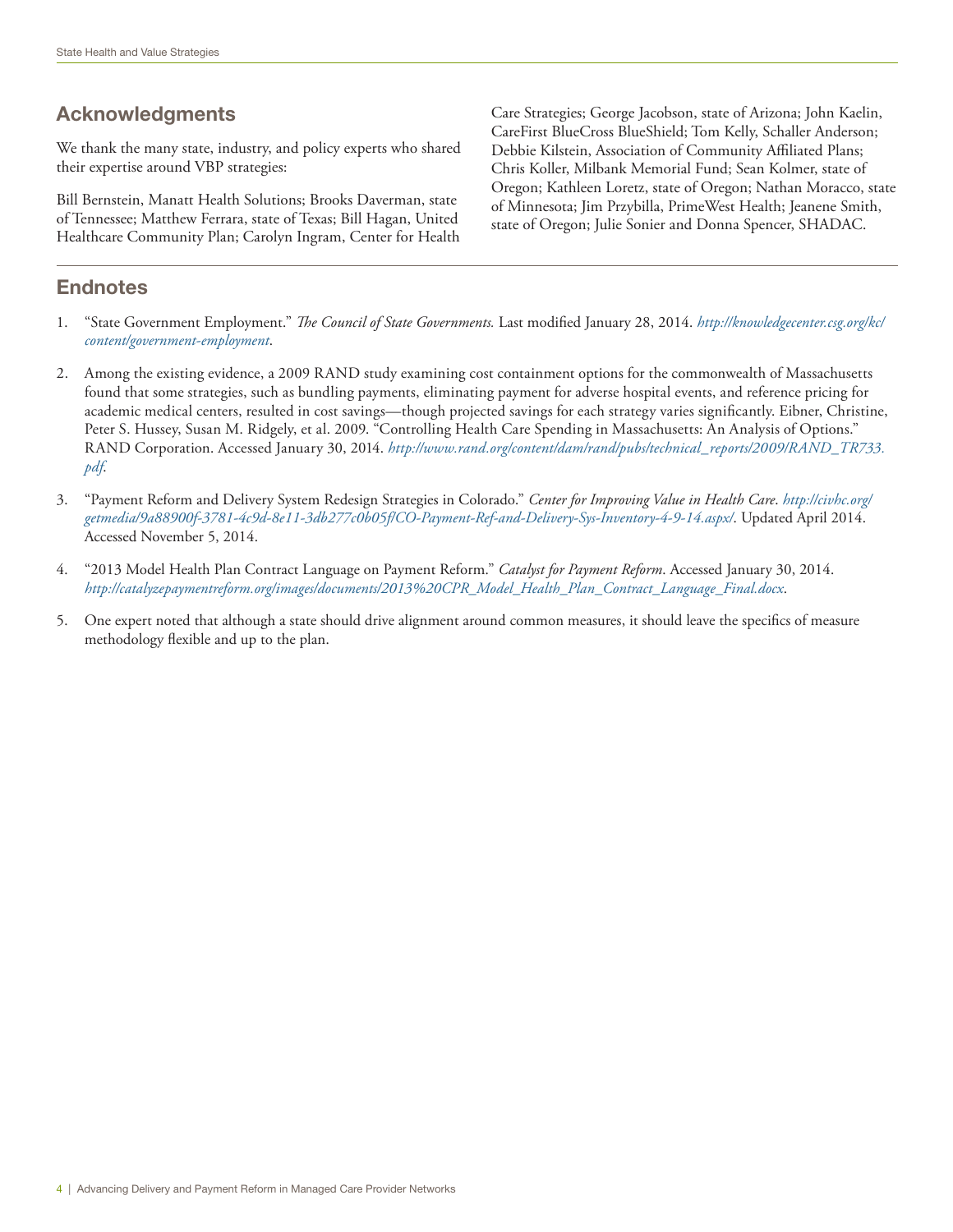## Acknowledgments

We thank the many state, industry, and policy experts who shared their expertise around VBP strategies:

Bill Bernstein, Manatt Health Solutions; Brooks Daverman, state of Tennessee; Matthew Ferrara, state of Texas; Bill Hagan, United Healthcare Community Plan; Carolyn Ingram, Center for Health Care Strategies; George Jacobson, state of Arizona; John Kaelin, CareFirst BlueCross BlueShield; Tom Kelly, Schaller Anderson; Debbie Kilstein, Association of Community Affiliated Plans; Chris Koller, Milbank Memorial Fund; Sean Kolmer, state of Oregon; Kathleen Loretz, state of Oregon; Nathan Moracco, state of Minnesota; Jim Przybilla, PrimeWest Health; Jeanene Smith, state of Oregon; Julie Sonier and Donna Spencer, SHADAC.

## Endnotes

1. "State Government Employment." *The Council of State Governments.* Last modified January 28, 2014. *http://knowledgecenter.csg.org/kc/content/government-employment*.

2. Among the existing evidence, a 2009 RAND study examining cost containment options for the commonwealth of Massachusetts found that some strategies, such as bundling payments, eliminating payment for adverse hospital events, and reference pricing for academic medical centers, resulted in cost savings—though projected savings for each strategy varies significantly. Eibner, Christine, Peter S. Hussey, Susan M. Ridgely, et al. 2009. "Controlling Health Care Spending in Massachusetts: An Analysis of Options." RAND Corporation. Accessed January 30, 2014. *http://www.rand.org/content/dam/rand/pubs/technical_reports/2009/RAND_TR733.pdf*.

3. "Payment Reform and Delivery System Redesign Strategies in Colorado." *Center for Improving Value in Health Care*. *http://civhc.org/getmedia/9a88900f-3781-4c9d-8e11-3db277c0b05f/CO-Payment-Ref-and-Delivery-Sys-Inventory-4-9-14.aspx/*. Updated April 2014. Accessed November 5, 2014.

4. "2013 Model Health Plan Contract Language on Payment Reform." *Catalyst for Payment Reform*. Accessed January 30, 2014. *http://catalyzepaymentreform.org/images/documents/2013%20CPR_Model_Health_Plan_Contract_Language_Final.docx*.

5. One expert noted that although a state should drive alignment around common measures, it should leave the specifics of measure methodology flexible and up to the plan.